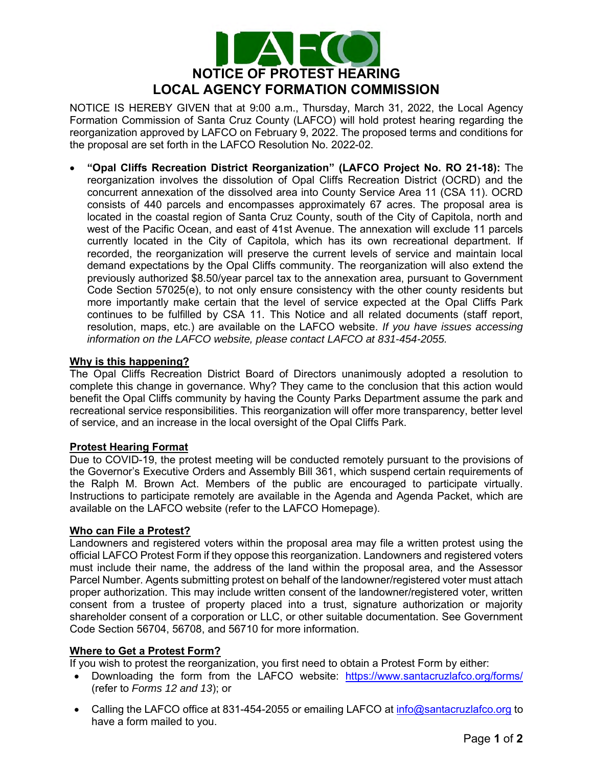# NOTICE OF PROTEST HEARING
# LOCAL AGENCY FORMATION COMMISSION

NOTICE IS HEREBY GIVEN that at 9:00 a.m., Thursday, March 31, 2022, the Local Agency Formation Commission of Santa Cruz County (LAFCO) will hold protest hearing regarding the reorganization approved by LAFCO on February 9, 2022. The proposed terms and conditions for the proposal are set forth in the LAFCO Resolution No. 2022-02.

- **"Opal Cliffs Recreation District Reorganization" (LAFCO Project No. RO 21-18):** The reorganization involves the dissolution of Opal Cliffs Recreation District (OCRD) and the concurrent annexation of the dissolved area into County Service Area 11 (CSA 11). OCRD consists of 440 parcels and encompasses approximately 67 acres. The proposal area is located in the coastal region of Santa Cruz County, south of the City of Capitola, north and west of the Pacific Ocean, and east of 41st Avenue. The annexation will exclude 11 parcels currently located in the City of Capitola, which has its own recreational department. If recorded, the reorganization will preserve the current levels of service and maintain local demand expectations by the Opal Cliffs community. The reorganization will also extend the previously authorized $8.50/year parcel tax to the annexation area, pursuant to Government Code Section 57025(e), to not only ensure consistency with the other county residents but more importantly make certain that the level of service expected at the Opal Cliffs Park continues to be fulfilled by CSA 11. This Notice and all related documents (staff report, resolution, maps, etc.) are available on the LAFCO website. *If you have issues accessing information on the LAFCO website, please contact LAFCO at 831-454-2055.*

**Why is this happening?**

The Opal Cliffs Recreation District Board of Directors unanimously adopted a resolution to complete this change in governance. Why? They came to the conclusion that this action would benefit the Opal Cliffs community by having the County Parks Department assume the park and recreational service responsibilities. This reorganization will offer more transparency, better level of service, and an increase in the local oversight of the Opal Cliffs Park.

**Protest Hearing Format**

Due to COVID-19, the protest meeting will be conducted remotely pursuant to the provisions of the Governor's Executive Orders and Assembly Bill 361, which suspend certain requirements of the Ralph M. Brown Act. Members of the public are encouraged to participate virtually. Instructions to participate remotely are available in the Agenda and Agenda Packet, which are available on the LAFCO website (refer to the LAFCO Homepage).

**Who can File a Protest?**

Landowners and registered voters within the proposal area may file a written protest using the official LAFCO Protest Form if they oppose this reorganization. Landowners and registered voters must include their name, the address of the land within the proposal area, and the Assessor Parcel Number. Agents submitting protest on behalf of the landowner/registered voter must attach proper authorization. This may include written consent of the landowner/registered voter, written consent from a trustee of property placed into a trust, signature authorization or majority shareholder consent of a corporation or LLC, or other suitable documentation. See Government Code Section 56704, 56708, and 56710 for more information.

**Where to Get a Protest Form?**

If you wish to protest the reorganization, you first need to obtain a Protest Form by either:

- Downloading the form from the LAFCO website: https://www.santacruzlafco.org/forms/ (refer to *Forms 12 and 13*); or
- Calling the LAFCO office at 831-454-2055 or emailing LAFCO at info@santacruzlafco.org to have a form mailed to you.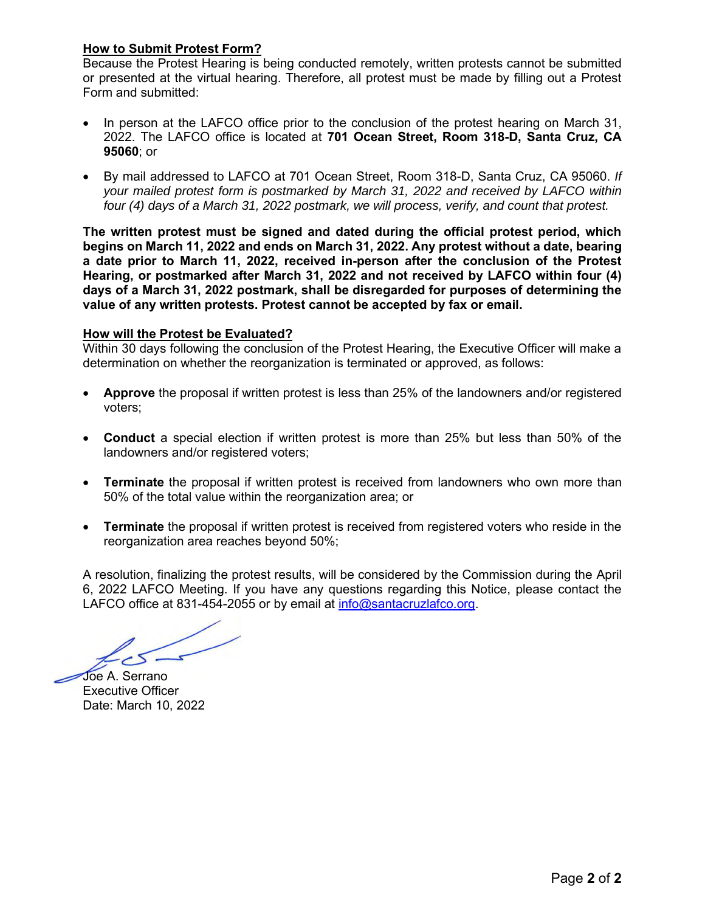**How to Submit Protest Form?**

Because the Protest Hearing is being conducted remotely, written protests cannot be submitted or presented at the virtual hearing. Therefore, all protest must be made by filling out a Protest Form and submitted:

- In person at the LAFCO office prior to the conclusion of the protest hearing on March 31, 2022. The LAFCO office is located at **701 Ocean Street, Room 318-D, Santa Cruz, CA 95060**; or
- By mail addressed to LAFCO at 701 Ocean Street, Room 318-D, Santa Cruz, CA 95060. *If your mailed protest form is postmarked by March 31, 2022 and received by LAFCO within four (4) days of a March 31, 2022 postmark, we will process, verify, and count that protest.*

**The written protest must be signed and dated during the official protest period, which begins on March 11, 2022 and ends on March 31, 2022. Any protest without a date, bearing a date prior to March 11, 2022, received in-person after the conclusion of the Protest Hearing, or postmarked after March 31, 2022 and not received by LAFCO within four (4) days of a March 31, 2022 postmark, shall be disregarded for purposes of determining the value of any written protests. Protest cannot be accepted by fax or email.**

**How will the Protest be Evaluated?**

Within 30 days following the conclusion of the Protest Hearing, the Executive Officer will make a determination on whether the reorganization is terminated or approved, as follows:

- **Approve** the proposal if written protest is less than 25% of the landowners and/or registered voters;
- **Conduct** a special election if written protest is more than 25% but less than 50% of the landowners and/or registered voters;
- **Terminate** the proposal if written protest is received from landowners who own more than 50% of the total value within the reorganization area; or
- **Terminate** the proposal if written protest is received from registered voters who reside in the reorganization area reaches beyond 50%;

A resolution, finalizing the protest results, will be considered by the Commission during the April 6, 2022 LAFCO Meeting. If you have any questions regarding this Notice, please contact the LAFCO office at 831-454-2055 or by email at info@santacruzlafco.org.

Joe A. Serrano
Executive Officer
Date: March 10, 2022